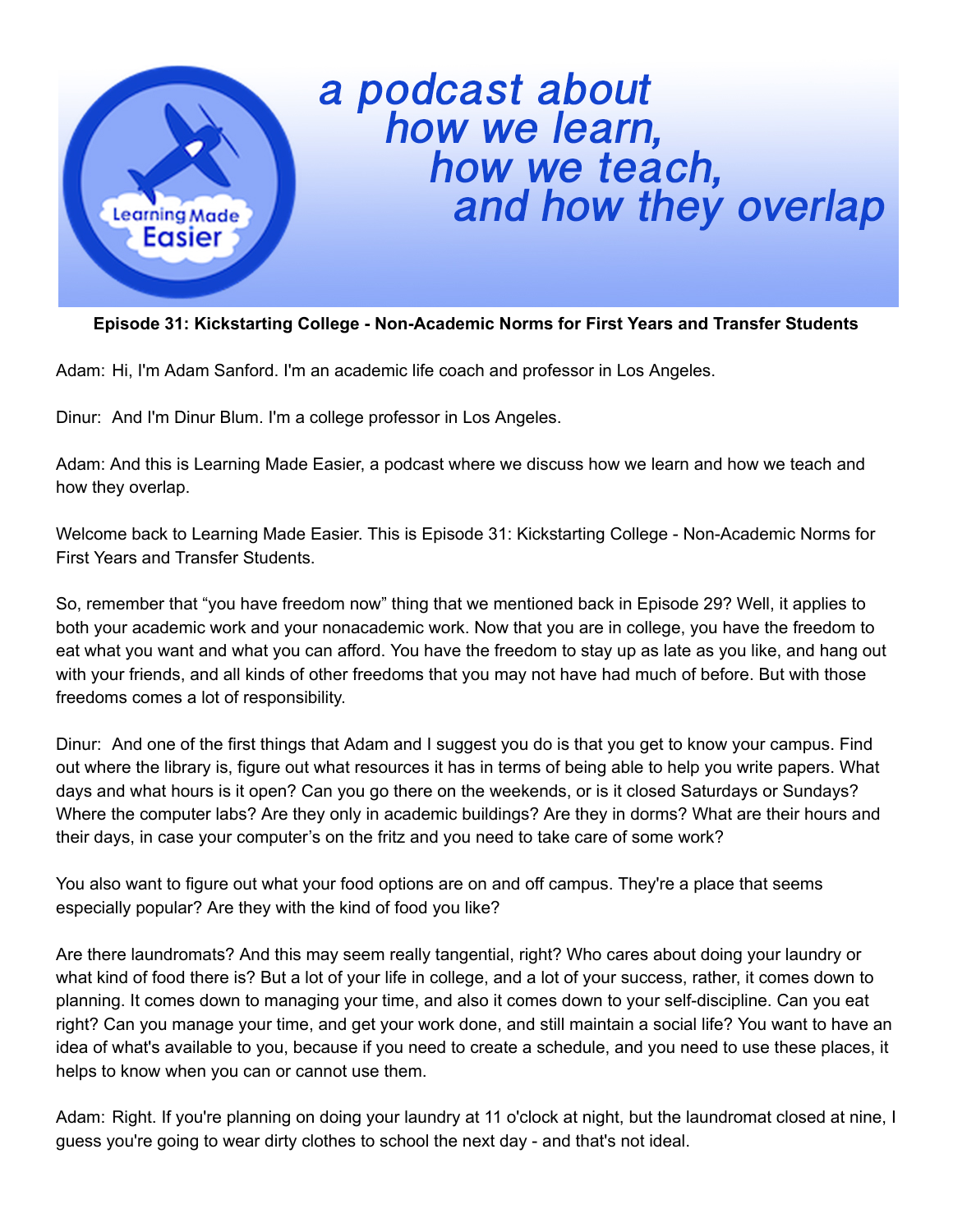a podcast about how we learn, how we teach, and how they overlap

**Episode 31: Kickstarting College - Non-Academic Norms for First Years and Transfer Students**

Adam: Hi, I'm Adam Sanford. I'm an academic life coach and professor in Los Angeles.

Dinur: And I'm Dinur Blum. I'm a college professor in Los Angeles.

Adam: And this is Learning Made Easier, a podcast where we discuss how we learn and how we teach and how they overlap.

Welcome back to Learning Made Easier. This is Episode 31: Kickstarting College - Non-Academic Norms for First Years and Transfer Students.

So, remember that "you have freedom now" thing that we mentioned back in Episode 29? Well, it applies to both your academic work and your nonacademic work. Now that you are in college, you have the freedom to eat what you want and what you can afford. You have the freedom to stay up as late as you like, and hang out with your friends, and all kinds of other freedoms that you may not have had much of before. But with those freedoms comes a lot of responsibility.

Dinur: And one of the first things that Adam and I suggest you do is that you get to know your campus. Find out where the library is, figure out what resources it has in terms of being able to help you write papers. What days and what hours is it open? Can you go there on the weekends, or is it closed Saturdays or Sundays? Where the computer labs? Are they only in academic buildings? Are they in dorms? What are their hours and their days, in case your computer's on the fritz and you need to take care of some work?

You also want to figure out what your food options are on and off campus. They're a place that seems especially popular? Are they with the kind of food you like?

Are there laundromats? And this may seem really tangential, right? Who cares about doing your laundry or what kind of food there is? But a lot of your life in college, and a lot of your success, rather, it comes down to planning. It comes down to managing your time, and also it comes down to your self-discipline. Can you eat right? Can you manage your time, and get your work done, and still maintain a social life? You want to have an idea of what's available to you, because if you need to create a schedule, and you need to use these places, it helps to know when you can or cannot use them.

Adam: Right. If you're planning on doing your laundry at 11 o'clock at night, but the laundromat closed at nine, I guess you're going to wear dirty clothes to school the next day - and that's not ideal.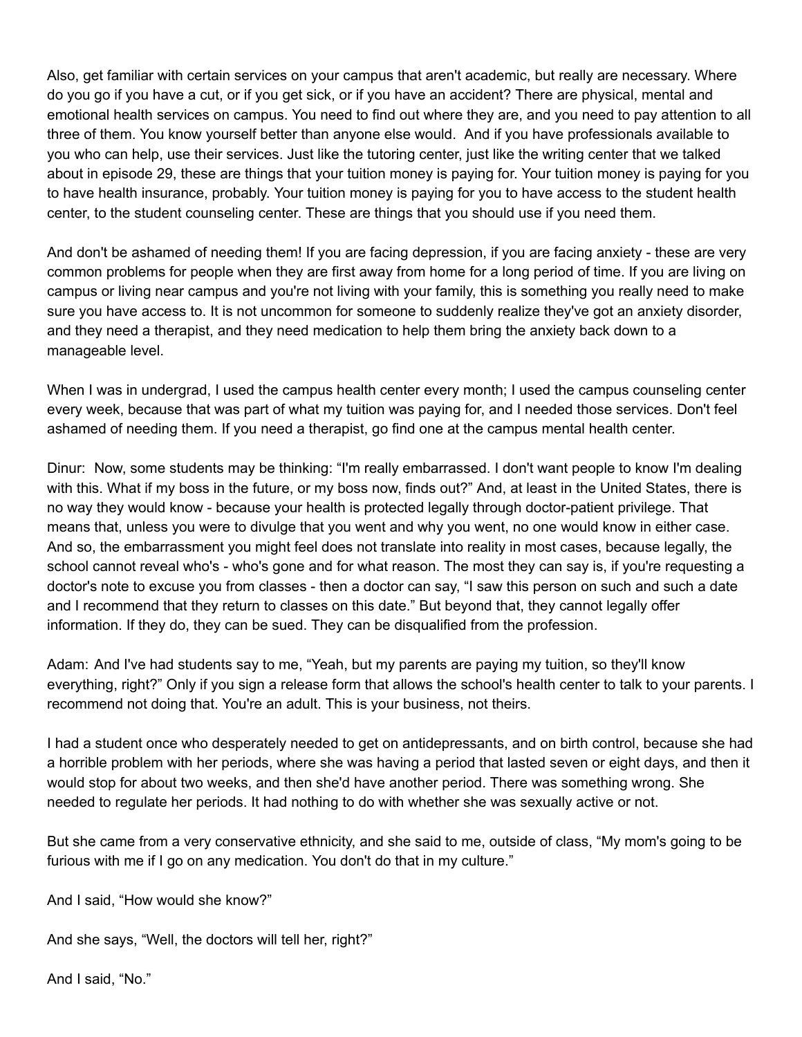Also, get familiar with certain services on your campus that aren't academic, but really are necessary. Where do you go if you have a cut, or if you get sick, or if you have an accident? There are physical, mental and emotional health services on campus. You need to find out where they are, and you need to pay attention to all three of them. You know yourself better than anyone else would. And if you have professionals available to you who can help, use their services. Just like the tutoring center, just like the writing center that we talked about in episode 29, these are things that your tuition money is paying for. Your tuition money is paying for you to have health insurance, probably. Your tuition money is paying for you to have access to the student health center, to the student counseling center. These are things that you should use if you need them.

And don't be ashamed of needing them! If you are facing depression, if you are facing anxiety - these are very common problems for people when they are first away from home for a long period of time. If you are living on campus or living near campus and you're not living with your family, this is something you really need to make sure you have access to. It is not uncommon for someone to suddenly realize they've got an anxiety disorder, and they need a therapist, and they need medication to help them bring the anxiety back down to a manageable level.

When I was in undergrad, I used the campus health center every month; I used the campus counseling center every week, because that was part of what my tuition was paying for, and I needed those services. Don't feel ashamed of needing them. If you need a therapist, go find one at the campus mental health center.

Dinur: Now, some students may be thinking: "I'm really embarrassed. I don't want people to know I'm dealing with this. What if my boss in the future, or my boss now, finds out?" And, at least in the United States, there is no way they would know - because your health is protected legally through doctor-patient privilege. That means that, unless you were to divulge that you went and why you went, no one would know in either case. And so, the embarrassment you might feel does not translate into reality in most cases, because legally, the school cannot reveal who's - who's gone and for what reason. The most they can say is, if you're requesting a doctor's note to excuse you from classes - then a doctor can say, "I saw this person on such and such a date and I recommend that they return to classes on this date." But beyond that, they cannot legally offer information. If they do, they can be sued. They can be disqualified from the profession.

Adam: And I've had students say to me, "Yeah, but my parents are paying my tuition, so they'll know everything, right?" Only if you sign a release form that allows the school's health center to talk to your parents. I recommend not doing that. You're an adult. This is your business, not theirs.

I had a student once who desperately needed to get on antidepressants, and on birth control, because she had a horrible problem with her periods, where she was having a period that lasted seven or eight days, and then it would stop for about two weeks, and then she'd have another period. There was something wrong. She needed to regulate her periods. It had nothing to do with whether she was sexually active or not.

But she came from a very conservative ethnicity, and she said to me, outside of class, "My mom's going to be furious with me if I go on any medication. You don't do that in my culture."

And I said, "How would she know?"

And she says, "Well, the doctors will tell her, right?"

And I said, "No."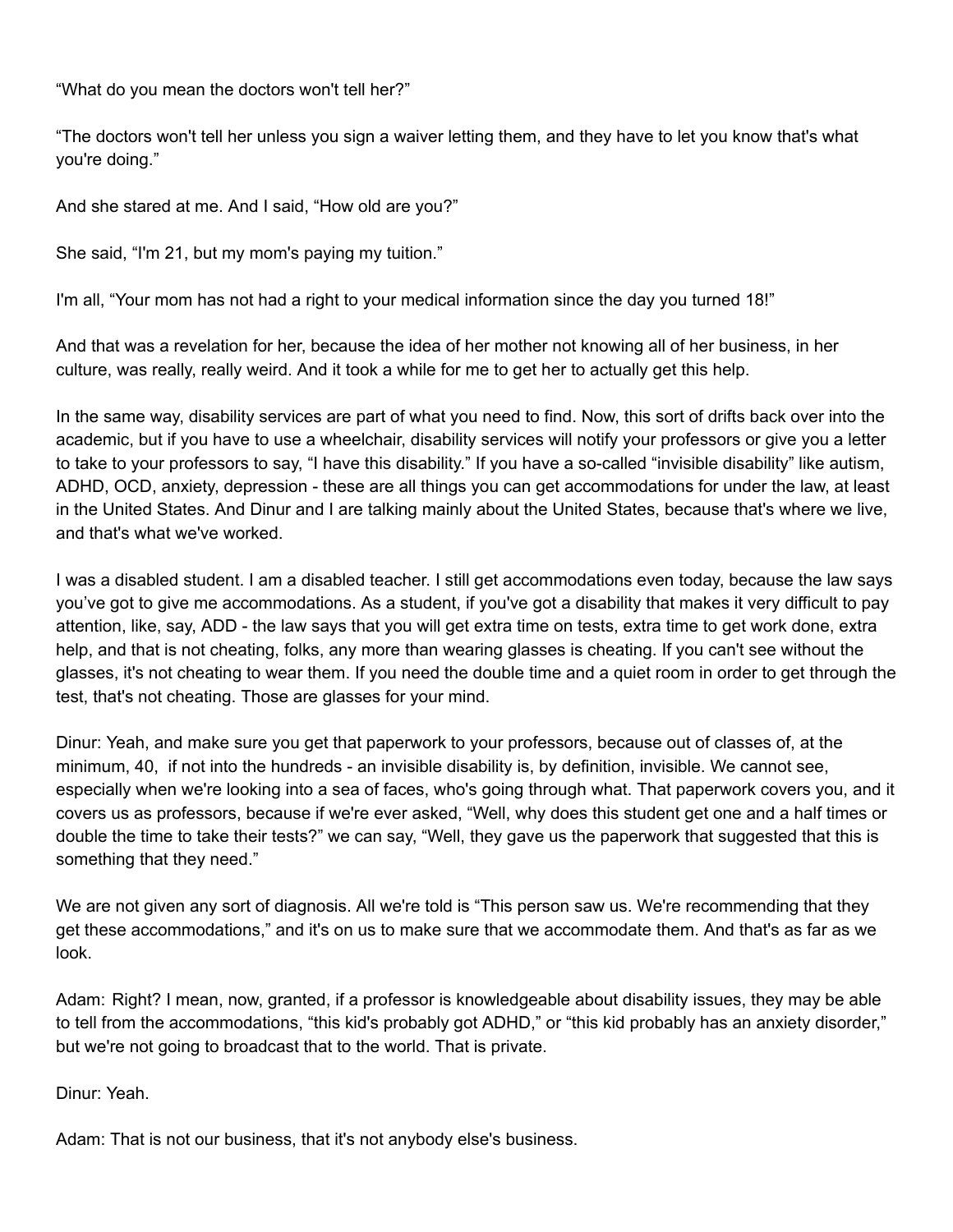"What do you mean the doctors won't tell her?"

"The doctors won't tell her unless you sign a waiver letting them, and they have to let you know that's what you're doing."

And she stared at me. And I said, "How old are you?"

She said, "I'm 21, but my mom's paying my tuition."

I'm all, "Your mom has not had a right to your medical information since the day you turned 18!"

And that was a revelation for her, because the idea of her mother not knowing all of her business, in her culture, was really, really weird. And it took a while for me to get her to actually get this help.

In the same way, disability services are part of what you need to find. Now, this sort of drifts back over into the academic, but if you have to use a wheelchair, disability services will notify your professors or give you a letter to take to your professors to say, "I have this disability." If you have a so-called "invisible disability" like autism, ADHD, OCD, anxiety, depression - these are all things you can get accommodations for under the law, at least in the United States. And Dinur and I are talking mainly about the United States, because that's where we live, and that's what we've worked.

I was a disabled student. I am a disabled teacher. I still get accommodations even today, because the law says you've got to give me accommodations. As a student, if you've got a disability that makes it very difficult to pay attention, like, say, ADD - the law says that you will get extra time on tests, extra time to get work done, extra help, and that is not cheating, folks, any more than wearing glasses is cheating. If you can't see without the glasses, it's not cheating to wear them. If you need the double time and a quiet room in order to get through the test, that's not cheating. Those are glasses for your mind.

Dinur: Yeah, and make sure you get that paperwork to your professors, because out of classes of, at the minimum, 40, if not into the hundreds - an invisible disability is, by definition, invisible. We cannot see, especially when we're looking into a sea of faces, who's going through what. That paperwork covers you, and it covers us as professors, because if we're ever asked, "Well, why does this student get one and a half times or double the time to take their tests?" we can say, "Well, they gave us the paperwork that suggested that this is something that they need."

We are not given any sort of diagnosis. All we're told is "This person saw us. We're recommending that they get these accommodations," and it's on us to make sure that we accommodate them. And that's as far as we look.

Adam: Right? I mean, now, granted, if a professor is knowledgeable about disability issues, they may be able to tell from the accommodations, "this kid's probably got ADHD," or "this kid probably has an anxiety disorder," but we're not going to broadcast that to the world. That is private.

Dinur: Yeah.

Adam: That is not our business, that it's not anybody else's business.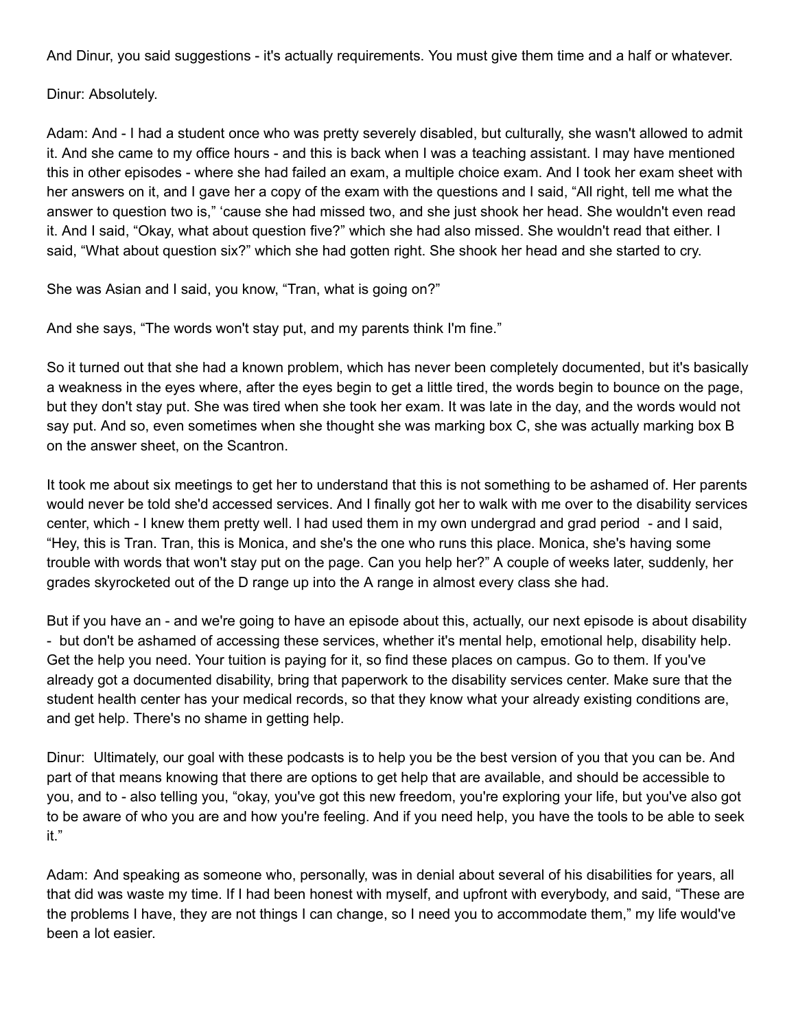And Dinur, you said suggestions - it's actually requirements. You must give them time and a half or whatever.

Dinur: Absolutely.

Adam: And - I had a student once who was pretty severely disabled, but culturally, she wasn't allowed to admit it. And she came to my office hours - and this is back when I was a teaching assistant. I may have mentioned this in other episodes - where she had failed an exam, a multiple choice exam. And I took her exam sheet with her answers on it, and I gave her a copy of the exam with the questions and I said, “All right, tell me what the answer to question two is,” ‘cause she had missed two, and she just shook her head. She wouldn't even read it. And I said, “Okay, what about question five?” which she had also missed. She wouldn't read that either. I said, “What about question six?” which she had gotten right. She shook her head and she started to cry.

She was Asian and I said, you know, “Tran, what is going on?”

And she says, “The words won't stay put, and my parents think I'm fine.”

So it turned out that she had a known problem, which has never been completely documented, but it's basically a weakness in the eyes where, after the eyes begin to get a little tired, the words begin to bounce on the page, but they don't stay put. She was tired when she took her exam. It was late in the day, and the words would not say put. And so, even sometimes when she thought she was marking box C, she was actually marking box B on the answer sheet, on the Scantron.

It took me about six meetings to get her to understand that this is not something to be ashamed of. Her parents would never be told she'd accessed services. And I finally got her to walk with me over to the disability services center, which - I knew them pretty well. I had used them in my own undergrad and grad period - and I said, “Hey, this is Tran. Tran, this is Monica, and she's the one who runs this place. Monica, she's having some trouble with words that won't stay put on the page. Can you help her?” A couple of weeks later, suddenly, her grades skyrocketed out of the D range up into the A range in almost every class she had.

But if you have an - and we're going to have an episode about this, actually, our next episode is about disability - but don't be ashamed of accessing these services, whether it's mental help, emotional help, disability help. Get the help you need. Your tuition is paying for it, so find these places on campus. Go to them. If you've already got a documented disability, bring that paperwork to the disability services center. Make sure that the student health center has your medical records, so that they know what your already existing conditions are, and get help. There's no shame in getting help.

Dinur: Ultimately, our goal with these podcasts is to help you be the best version of you that you can be. And part of that means knowing that there are options to get help that are available, and should be accessible to you, and to - also telling you, “okay, you've got this new freedom, you're exploring your life, but you've also got to be aware of who you are and how you're feeling. And if you need help, you have the tools to be able to seek it.”

Adam: And speaking as someone who, personally, was in denial about several of his disabilities for years, all that did was waste my time. If I had been honest with myself, and upfront with everybody, and said, “These are the problems I have, they are not things I can change, so I need you to accommodate them,” my life would've been a lot easier.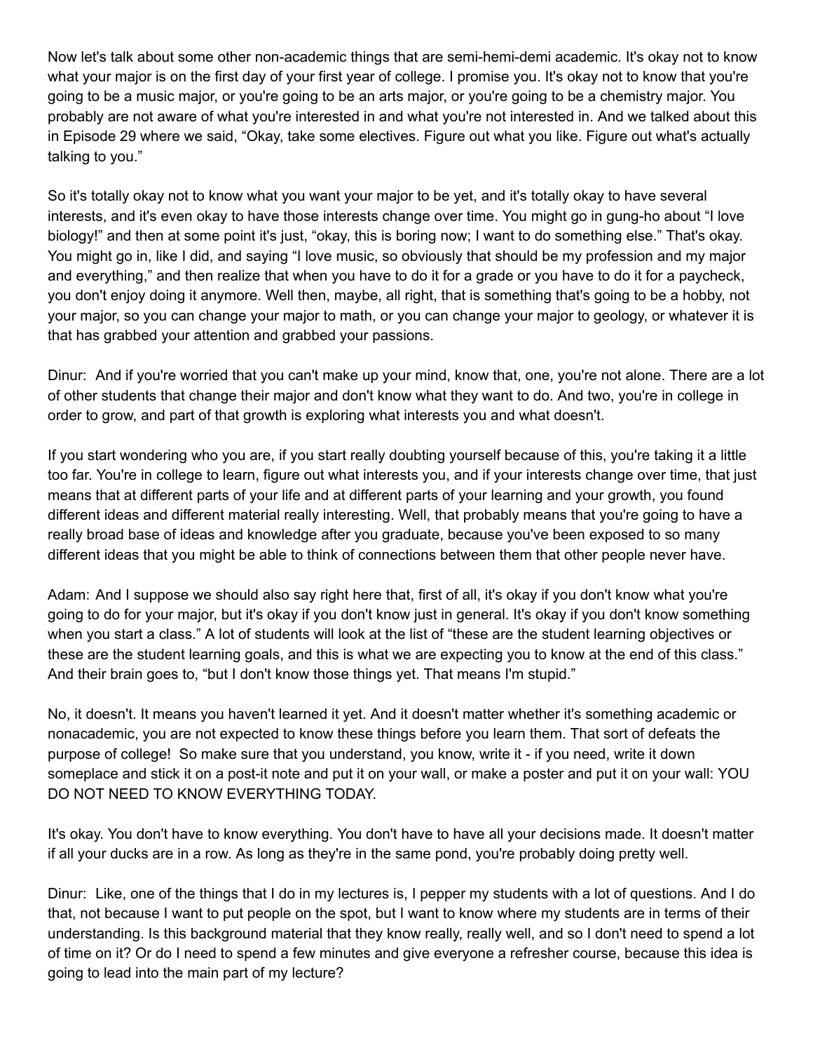Now let's talk about some other non-academic things that are semi-hemi-demi academic. It's okay not to know what your major is on the first day of your first year of college. I promise you. It's okay not to know that you're going to be a music major, or you're going to be an arts major, or you're going to be a chemistry major. You probably are not aware of what you're interested in and what you're not interested in. And we talked about this in Episode 29 where we said, "Okay, take some electives. Figure out what you like. Figure out what's actually talking to you."

So it's totally okay not to know what you want your major to be yet, and it's totally okay to have several interests, and it's even okay to have those interests change over time. You might go in gung-ho about "I love biology!" and then at some point it's just, "okay, this is boring now; I want to do something else." That's okay. You might go in, like I did, and saying "I love music, so obviously that should be my profession and my major and everything," and then realize that when you have to do it for a grade or you have to do it for a paycheck, you don't enjoy doing it anymore. Well then, maybe, all right, that is something that's going to be a hobby, not your major, so you can change your major to math, or you can change your major to geology, or whatever it is that has grabbed your attention and grabbed your passions.

Dinur: And if you're worried that you can't make up your mind, know that, one, you're not alone. There are a lot of other students that change their major and don't know what they want to do. And two, you're in college in order to grow, and part of that growth is exploring what interests you and what doesn't.

If you start wondering who you are, if you start really doubting yourself because of this, you're taking it a little too far. You're in college to learn, figure out what interests you, and if your interests change over time, that just means that at different parts of your life and at different parts of your learning and your growth, you found different ideas and different material really interesting. Well, that probably means that you're going to have a really broad base of ideas and knowledge after you graduate, because you've been exposed to so many different ideas that you might be able to think of connections between them that other people never have.

Adam: And I suppose we should also say right here that, first of all, it's okay if you don't know what you're going to do for your major, but it's okay if you don't know just in general. It's okay if you don't know something when you start a class." A lot of students will look at the list of "these are the student learning objectives or these are the student learning goals, and this is what we are expecting you to know at the end of this class." And their brain goes to, "but I don't know those things yet. That means I'm stupid."

No, it doesn't. It means you haven't learned it yet. And it doesn't matter whether it's something academic or nonacademic, you are not expected to know these things before you learn them. That sort of defeats the purpose of college! So make sure that you understand, you know, write it - if you need, write it down someplace and stick it on a post-it note and put it on your wall, or make a poster and put it on your wall: YOU DO NOT NEED TO KNOW EVERYTHING TODAY.

It's okay. You don't have to know everything. You don't have to have all your decisions made. It doesn't matter if all your ducks are in a row. As long as they're in the same pond, you're probably doing pretty well.

Dinur: Like, one of the things that I do in my lectures is, I pepper my students with a lot of questions. And I do that, not because I want to put people on the spot, but I want to know where my students are in terms of their understanding. Is this background material that they know really, really well, and so I don't need to spend a lot of time on it? Or do I need to spend a few minutes and give everyone a refresher course, because this idea is going to lead into the main part of my lecture?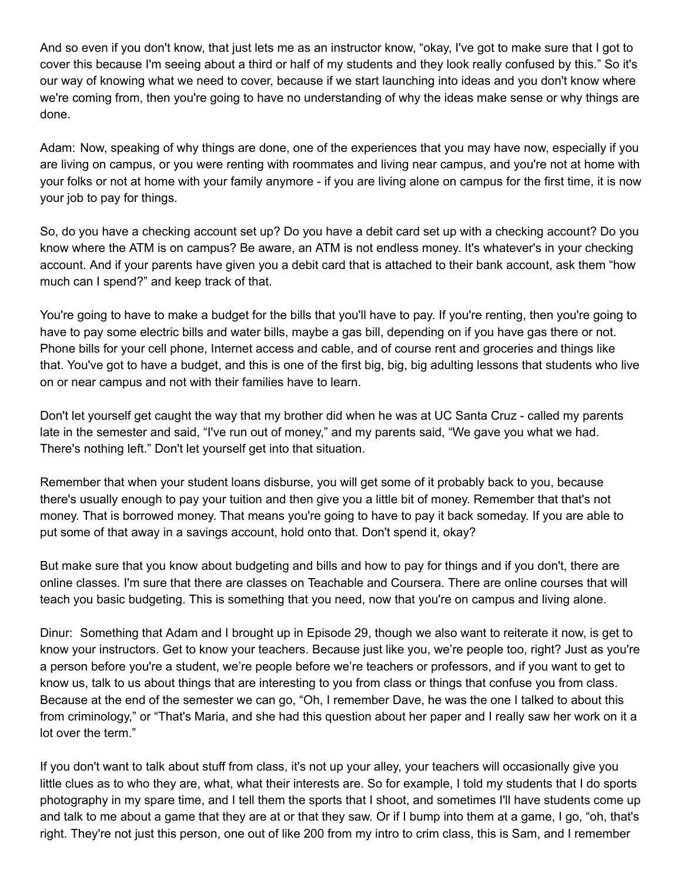And so even if you don't know, that just lets me as an instructor know, "okay, I've got to make sure that I got to cover this because I'm seeing about a third or half of my students and they look really confused by this." So it's our way of knowing what we need to cover, because if we start launching into ideas and you don't know where we're coming from, then you're going to have no understanding of why the ideas make sense or why things are done.

Adam: Now, speaking of why things are done, one of the experiences that you may have now, especially if you are living on campus, or you were renting with roommates and living near campus, and you're not at home with your folks or not at home with your family anymore - if you are living alone on campus for the first time, it is now your job to pay for things.

So, do you have a checking account set up? Do you have a debit card set up with a checking account? Do you know where the ATM is on campus? Be aware, an ATM is not endless money. It's whatever's in your checking account. And if your parents have given you a debit card that is attached to their bank account, ask them "how much can I spend?" and keep track of that.

You're going to have to make a budget for the bills that you'll have to pay. If you're renting, then you're going to have to pay some electric bills and water bills, maybe a gas bill, depending on if you have gas there or not. Phone bills for your cell phone, Internet access and cable, and of course rent and groceries and things like that. You've got to have a budget, and this is one of the first big, big, big adulting lessons that students who live on or near campus and not with their families have to learn.

Don't let yourself get caught the way that my brother did when he was at UC Santa Cruz - called my parents late in the semester and said, "I've run out of money," and my parents said, "We gave you what we had. There's nothing left." Don't let yourself get into that situation.

Remember that when your student loans disburse, you will get some of it probably back to you, because there's usually enough to pay your tuition and then give you a little bit of money. Remember that that's not money. That is borrowed money. That means you're going to have to pay it back someday. If you are able to put some of that away in a savings account, hold onto that. Don't spend it, okay?

But make sure that you know about budgeting and bills and how to pay for things and if you don't, there are online classes. I'm sure that there are classes on Teachable and Coursera. There are online courses that will teach you basic budgeting. This is something that you need, now that you're on campus and living alone.

Dinur: Something that Adam and I brought up in Episode 29, though we also want to reiterate it now, is get to know your instructors. Get to know your teachers. Because just like you, we're people too, right? Just as you're a person before you're a student, we're people before we're teachers or professors, and if you want to get to know us, talk to us about things that are interesting to you from class or things that confuse you from class. Because at the end of the semester we can go, "Oh, I remember Dave, he was the one I talked to about this from criminology," or "That's Maria, and she had this question about her paper and I really saw her work on it a lot over the term."

If you don't want to talk about stuff from class, it's not up your alley, your teachers will occasionally give you little clues as to who they are, what, what their interests are. So for example, I told my students that I do sports photography in my spare time, and I tell them the sports that I shoot, and sometimes I'll have students come up and talk to me about a game that they are at or that they saw. Or if I bump into them at a game, I go, "oh, that's right. They're not just this person, one out of like 200 from my intro to crim class, this is Sam, and I remember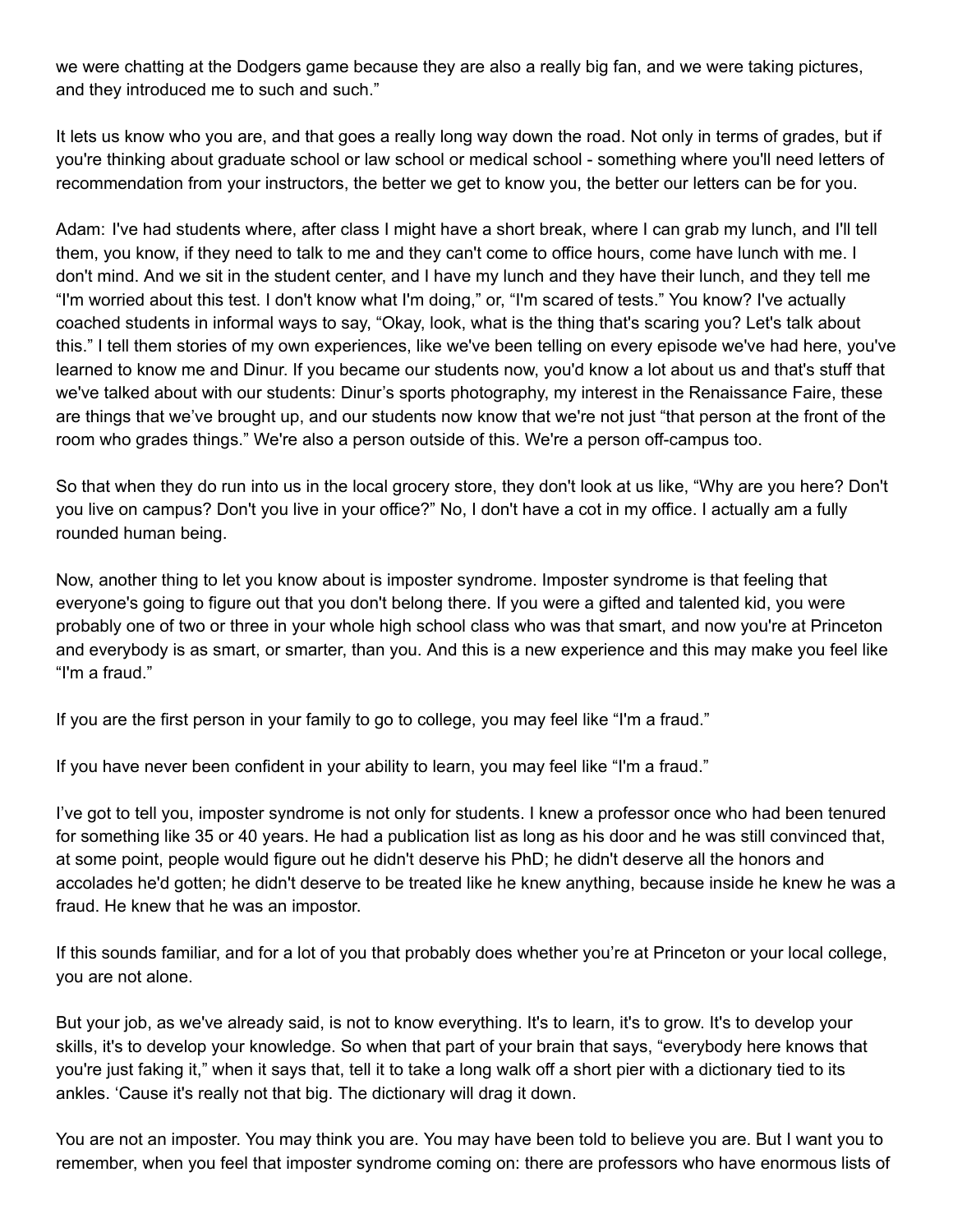we were chatting at the Dodgers game because they are also a really big fan, and we were taking pictures, and they introduced me to such and such."

It lets us know who you are, and that goes a really long way down the road. Not only in terms of grades, but if you're thinking about graduate school or law school or medical school - something where you'll need letters of recommendation from your instructors, the better we get to know you, the better our letters can be for you.

Adam: I've had students where, after class I might have a short break, where I can grab my lunch, and I'll tell them, you know, if they need to talk to me and they can't come to office hours, come have lunch with me. I don't mind. And we sit in the student center, and I have my lunch and they have their lunch, and they tell me "I'm worried about this test. I don't know what I'm doing," or, "I'm scared of tests." You know? I've actually coached students in informal ways to say, "Okay, look, what is the thing that's scaring you? Let's talk about this." I tell them stories of my own experiences, like we've been telling on every episode we've had here, you've learned to know me and Dinur. If you became our students now, you'd know a lot about us and that's stuff that we've talked about with our students: Dinur's sports photography, my interest in the Renaissance Faire, these are things that we've brought up, and our students now know that we're not just "that person at the front of the room who grades things." We're also a person outside of this. We're a person off-campus too.

So that when they do run into us in the local grocery store, they don't look at us like, "Why are you here? Don't you live on campus? Don't you live in your office?" No, I don't have a cot in my office. I actually am a fully rounded human being.

Now, another thing to let you know about is imposter syndrome. Imposter syndrome is that feeling that everyone's going to figure out that you don't belong there. If you were a gifted and talented kid, you were probably one of two or three in your whole high school class who was that smart, and now you're at Princeton and everybody is as smart, or smarter, than you. And this is a new experience and this may make you feel like "I'm a fraud."

If you are the first person in your family to go to college, you may feel like "I'm a fraud."

If you have never been confident in your ability to learn, you may feel like "I'm a fraud."

I've got to tell you, imposter syndrome is not only for students. I knew a professor once who had been tenured for something like 35 or 40 years. He had a publication list as long as his door and he was still convinced that, at some point, people would figure out he didn't deserve his PhD; he didn't deserve all the honors and accolades he'd gotten; he didn't deserve to be treated like he knew anything, because inside he knew he was a fraud. He knew that he was an impostor.

If this sounds familiar, and for a lot of you that probably does whether you're at Princeton or your local college, you are not alone.

But your job, as we've already said, is not to know everything. It's to learn, it's to grow. It's to develop your skills, it's to develop your knowledge. So when that part of your brain that says, "everybody here knows that you're just faking it," when it says that, tell it to take a long walk off a short pier with a dictionary tied to its ankles. 'Cause it's really not that big. The dictionary will drag it down.

You are not an imposter. You may think you are. You may have been told to believe you are. But I want you to remember, when you feel that imposter syndrome coming on: there are professors who have enormous lists of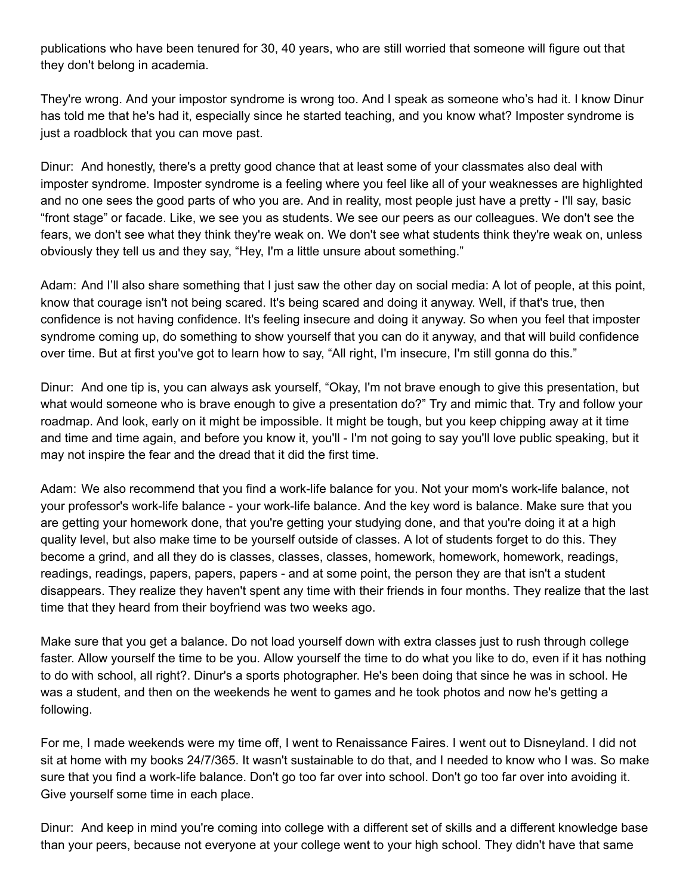publications who have been tenured for 30, 40 years, who are still worried that someone will figure out that they don't belong in academia.

They're wrong. And your impostor syndrome is wrong too. And I speak as someone who's had it. I know Dinur has told me that he's had it, especially since he started teaching, and you know what? Imposter syndrome is just a roadblock that you can move past.

Dinur: And honestly, there's a pretty good chance that at least some of your classmates also deal with imposter syndrome. Imposter syndrome is a feeling where you feel like all of your weaknesses are highlighted and no one sees the good parts of who you are. And in reality, most people just have a pretty - I'll say, basic "front stage" or facade. Like, we see you as students. We see our peers as our colleagues. We don't see the fears, we don't see what they think they're weak on. We don't see what students think they're weak on, unless obviously they tell us and they say, "Hey, I'm a little unsure about something."

Adam: And I'll also share something that I just saw the other day on social media: A lot of people, at this point, know that courage isn't not being scared. It's being scared and doing it anyway. Well, if that's true, then confidence is not having confidence. It's feeling insecure and doing it anyway. So when you feel that imposter syndrome coming up, do something to show yourself that you can do it anyway, and that will build confidence over time. But at first you've got to learn how to say, "All right, I'm insecure, I'm still gonna do this."

Dinur: And one tip is, you can always ask yourself, "Okay, I'm not brave enough to give this presentation, but what would someone who is brave enough to give a presentation do?" Try and mimic that. Try and follow your roadmap. And look, early on it might be impossible. It might be tough, but you keep chipping away at it time and time and time again, and before you know it, you'll - I'm not going to say you'll love public speaking, but it may not inspire the fear and the dread that it did the first time.

Adam: We also recommend that you find a work-life balance for you. Not your mom's work-life balance, not your professor's work-life balance - your work-life balance. And the key word is balance. Make sure that you are getting your homework done, that you're getting your studying done, and that you're doing it at a high quality level, but also make time to be yourself outside of classes. A lot of students forget to do this. They become a grind, and all they do is classes, classes, classes, homework, homework, homework, readings, readings, readings, papers, papers, papers - and at some point, the person they are that isn't a student disappears. They realize they haven't spent any time with their friends in four months. They realize that the last time that they heard from their boyfriend was two weeks ago.

Make sure that you get a balance. Do not load yourself down with extra classes just to rush through college faster. Allow yourself the time to be you. Allow yourself the time to do what you like to do, even if it has nothing to do with school, all right?. Dinur's a sports photographer. He's been doing that since he was in school. He was a student, and then on the weekends he went to games and he took photos and now he's getting a following.

For me, I made weekends were my time off, I went to Renaissance Faires. I went out to Disneyland. I did not sit at home with my books 24/7/365. It wasn't sustainable to do that, and I needed to know who I was. So make sure that you find a work-life balance. Don't go too far over into school. Don't go too far over into avoiding it. Give yourself some time in each place.

Dinur: And keep in mind you're coming into college with a different set of skills and a different knowledge base than your peers, because not everyone at your college went to your high school. They didn't have that same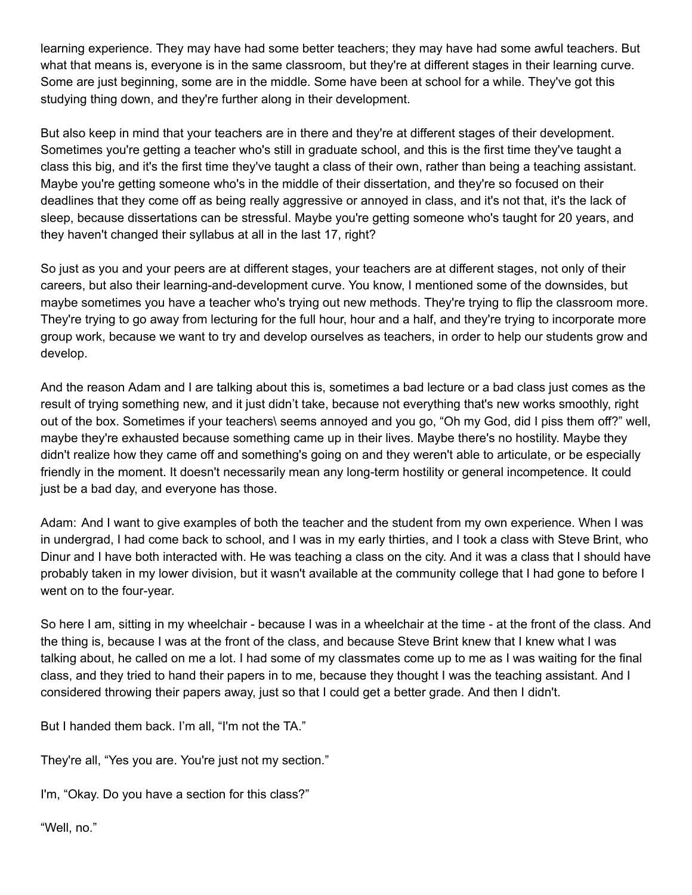learning experience. They may have had some better teachers; they may have had some awful teachers. But what that means is, everyone is in the same classroom, but they're at different stages in their learning curve. Some are just beginning, some are in the middle. Some have been at school for a while. They've got this studying thing down, and they're further along in their development.

But also keep in mind that your teachers are in there and they're at different stages of their development. Sometimes you're getting a teacher who's still in graduate school, and this is the first time they've taught a class this big, and it's the first time they've taught a class of their own, rather than being a teaching assistant. Maybe you're getting someone who's in the middle of their dissertation, and they're so focused on their deadlines that they come off as being really aggressive or annoyed in class, and it's not that, it's the lack of sleep, because dissertations can be stressful. Maybe you're getting someone who's taught for 20 years, and they haven't changed their syllabus at all in the last 17, right?

So just as you and your peers are at different stages, your teachers are at different stages, not only of their careers, but also their learning-and-development curve. You know, I mentioned some of the downsides, but maybe sometimes you have a teacher who's trying out new methods. They're trying to flip the classroom more. They're trying to go away from lecturing for the full hour, hour and a half, and they're trying to incorporate more group work, because we want to try and develop ourselves as teachers, in order to help our students grow and develop.

And the reason Adam and I are talking about this is, sometimes a bad lecture or a bad class just comes as the result of trying something new, and it just didn't take, because not everything that's new works smoothly, right out of the box. Sometimes if your teachers\ seems annoyed and you go, "Oh my God, did I piss them off?" well, maybe they're exhausted because something came up in their lives. Maybe there's no hostility. Maybe they didn't realize how they came off and something's going on and they weren't able to articulate, or be especially friendly in the moment. It doesn't necessarily mean any long-term hostility or general incompetence. It could just be a bad day, and everyone has those.

Adam: And I want to give examples of both the teacher and the student from my own experience. When I was in undergrad, I had come back to school, and I was in my early thirties, and I took a class with Steve Brint, who Dinur and I have both interacted with. He was teaching a class on the city. And it was a class that I should have probably taken in my lower division, but it wasn't available at the community college that I had gone to before I went on to the four-year.

So here I am, sitting in my wheelchair - because I was in a wheelchair at the time - at the front of the class. And the thing is, because I was at the front of the class, and because Steve Brint knew that I knew what I was talking about, he called on me a lot. I had some of my classmates come up to me as I was waiting for the final class, and they tried to hand their papers in to me, because they thought I was the teaching assistant. And I considered throwing their papers away, just so that I could get a better grade. And then I didn't.

But I handed them back. I'm all, "I'm not the TA."

They're all, "Yes you are. You're just not my section."

I'm, "Okay. Do you have a section for this class?"

"Well, no."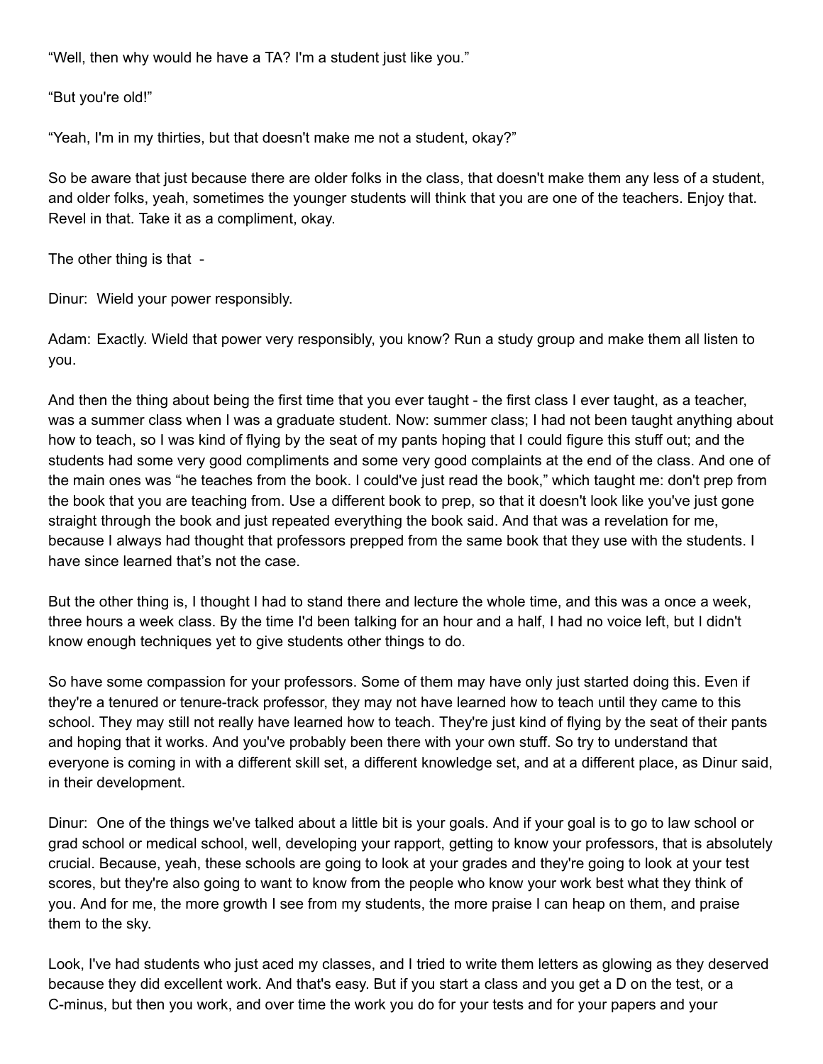"Well, then why would he have a TA? I'm a student just like you."

"But you're old!"

"Yeah, I'm in my thirties, but that doesn't make me not a student, okay?"

So be aware that just because there are older folks in the class, that doesn't make them any less of a student, and older folks, yeah, sometimes the younger students will think that you are one of the teachers. Enjoy that. Revel in that. Take it as a compliment, okay.

The other thing is that -

Dinur: Wield your power responsibly.

Adam: Exactly. Wield that power very responsibly, you know? Run a study group and make them all listen to you.

And then the thing about being the first time that you ever taught - the first class I ever taught, as a teacher, was a summer class when I was a graduate student. Now: summer class; I had not been taught anything about how to teach, so I was kind of flying by the seat of my pants hoping that I could figure this stuff out; and the students had some very good compliments and some very good complaints at the end of the class. And one of the main ones was "he teaches from the book. I could've just read the book," which taught me: don't prep from the book that you are teaching from. Use a different book to prep, so that it doesn't look like you've just gone straight through the book and just repeated everything the book said. And that was a revelation for me, because I always had thought that professors prepped from the same book that they use with the students. I have since learned that's not the case.

But the other thing is, I thought I had to stand there and lecture the whole time, and this was a once a week, three hours a week class. By the time I'd been talking for an hour and a half, I had no voice left, but I didn't know enough techniques yet to give students other things to do.

So have some compassion for your professors. Some of them may have only just started doing this. Even if they're a tenured or tenure-track professor, they may not have learned how to teach until they came to this school. They may still not really have learned how to teach. They're just kind of flying by the seat of their pants and hoping that it works. And you've probably been there with your own stuff. So try to understand that everyone is coming in with a different skill set, a different knowledge set, and at a different place, as Dinur said, in their development.

Dinur: One of the things we've talked about a little bit is your goals. And if your goal is to go to law school or grad school or medical school, well, developing your rapport, getting to know your professors, that is absolutely crucial. Because, yeah, these schools are going to look at your grades and they're going to look at your test scores, but they're also going to want to know from the people who know your work best what they think of you. And for me, the more growth I see from my students, the more praise I can heap on them, and praise them to the sky.

Look, I've had students who just aced my classes, and I tried to write them letters as glowing as they deserved because they did excellent work. And that's easy. But if you start a class and you get a D on the test, or a C-minus, but then you work, and over time the work you do for your tests and for your papers and your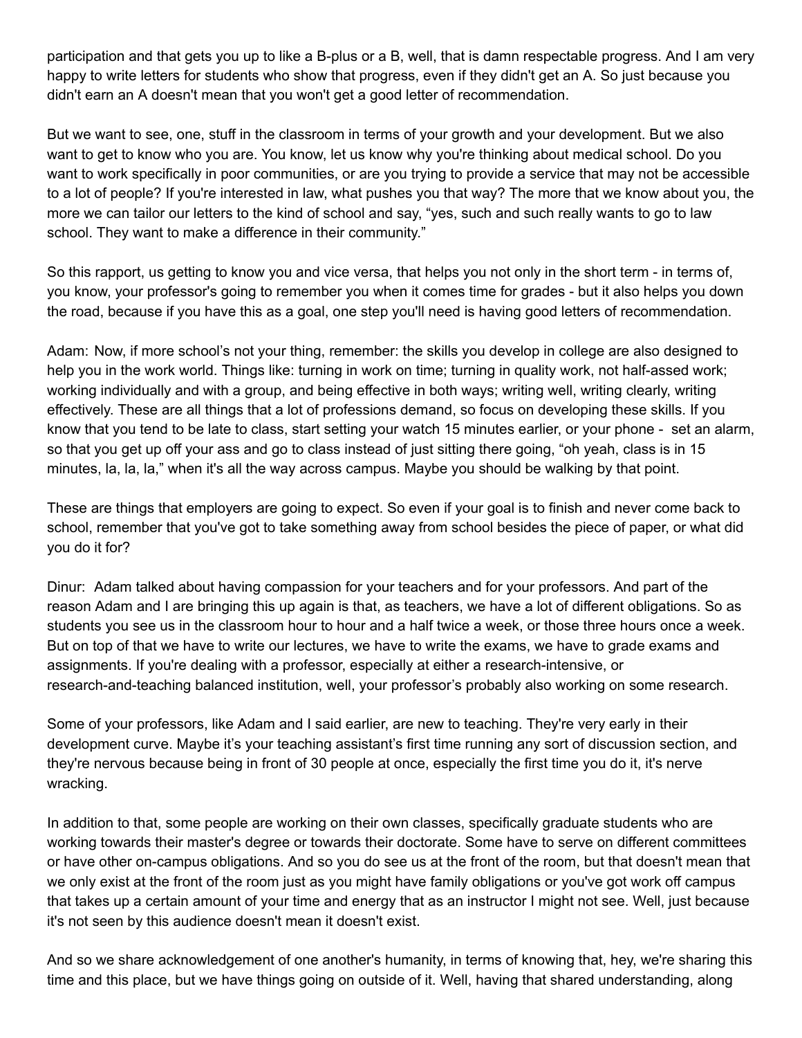participation and that gets you up to like a B-plus or a B, well, that is damn respectable progress. And I am very happy to write letters for students who show that progress, even if they didn't get an A. So just because you didn't earn an A doesn't mean that you won't get a good letter of recommendation.

But we want to see, one, stuff in the classroom in terms of your growth and your development. But we also want to get to know who you are. You know, let us know why you're thinking about medical school. Do you want to work specifically in poor communities, or are you trying to provide a service that may not be accessible to a lot of people? If you're interested in law, what pushes you that way? The more that we know about you, the more we can tailor our letters to the kind of school and say, "yes, such and such really wants to go to law school. They want to make a difference in their community."

So this rapport, us getting to know you and vice versa, that helps you not only in the short term - in terms of, you know, your professor's going to remember you when it comes time for grades - but it also helps you down the road, because if you have this as a goal, one step you'll need is having good letters of recommendation.

Adam: Now, if more school's not your thing, remember: the skills you develop in college are also designed to help you in the work world. Things like: turning in work on time; turning in quality work, not half-assed work; working individually and with a group, and being effective in both ways; writing well, writing clearly, writing effectively. These are all things that a lot of professions demand, so focus on developing these skills. If you know that you tend to be late to class, start setting your watch 15 minutes earlier, or your phone - set an alarm, so that you get up off your ass and go to class instead of just sitting there going, "oh yeah, class is in 15 minutes, la, la, la," when it's all the way across campus. Maybe you should be walking by that point.

These are things that employers are going to expect. So even if your goal is to finish and never come back to school, remember that you've got to take something away from school besides the piece of paper, or what did you do it for?

Dinur: Adam talked about having compassion for your teachers and for your professors. And part of the reason Adam and I are bringing this up again is that, as teachers, we have a lot of different obligations. So as students you see us in the classroom hour to hour and a half twice a week, or those three hours once a week. But on top of that we have to write our lectures, we have to write the exams, we have to grade exams and assignments. If you're dealing with a professor, especially at either a research-intensive, or research-and-teaching balanced institution, well, your professor's probably also working on some research.

Some of your professors, like Adam and I said earlier, are new to teaching. They're very early in their development curve. Maybe it's your teaching assistant's first time running any sort of discussion section, and they're nervous because being in front of 30 people at once, especially the first time you do it, it's nerve wracking.

In addition to that, some people are working on their own classes, specifically graduate students who are working towards their master's degree or towards their doctorate. Some have to serve on different committees or have other on-campus obligations. And so you do see us at the front of the room, but that doesn't mean that we only exist at the front of the room just as you might have family obligations or you've got work off campus that takes up a certain amount of your time and energy that as an instructor I might not see. Well, just because it's not seen by this audience doesn't mean it doesn't exist.

And so we share acknowledgement of one another's humanity, in terms of knowing that, hey, we're sharing this time and this place, but we have things going on outside of it. Well, having that shared understanding, along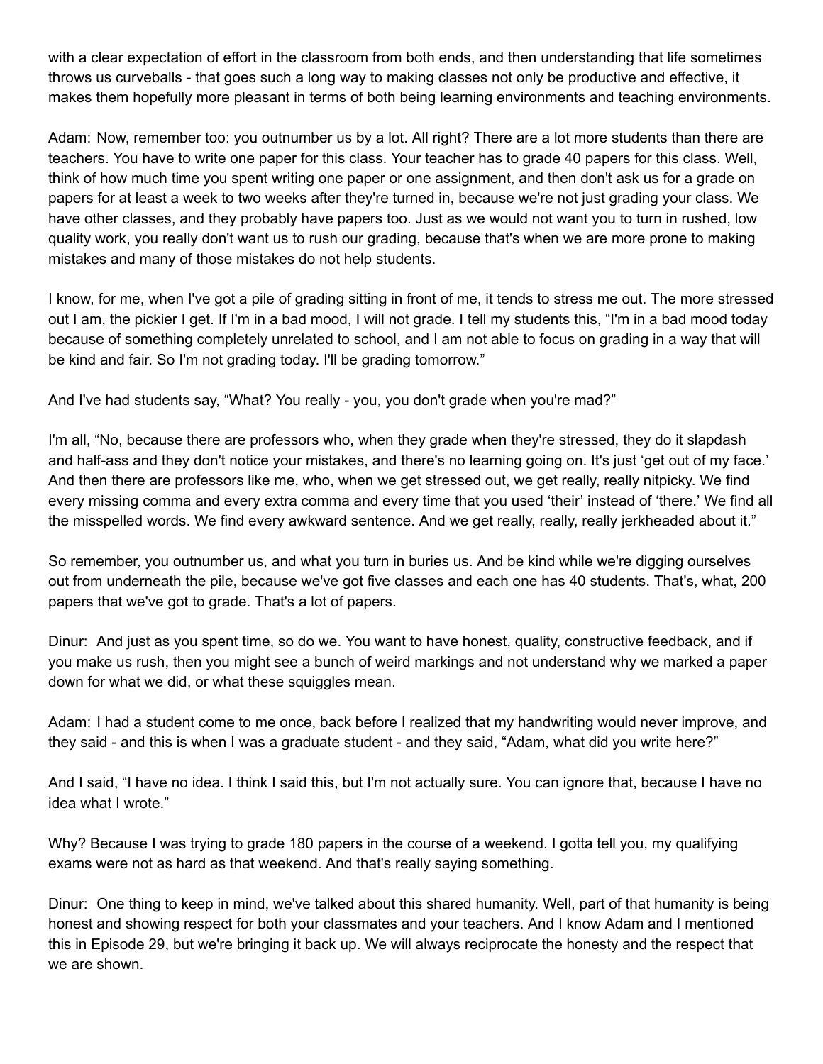with a clear expectation of effort in the classroom from both ends, and then understanding that life sometimes throws us curveballs - that goes such a long way to making classes not only be productive and effective, it makes them hopefully more pleasant in terms of both being learning environments and teaching environments.

Adam: Now, remember too: you outnumber us by a lot. All right? There are a lot more students than there are teachers. You have to write one paper for this class. Your teacher has to grade 40 papers for this class. Well, think of how much time you spent writing one paper or one assignment, and then don't ask us for a grade on papers for at least a week to two weeks after they're turned in, because we're not just grading your class. We have other classes, and they probably have papers too. Just as we would not want you to turn in rushed, low quality work, you really don't want us to rush our grading, because that's when we are more prone to making mistakes and many of those mistakes do not help students.

I know, for me, when I've got a pile of grading sitting in front of me, it tends to stress me out. The more stressed out I am, the pickier I get. If I'm in a bad mood, I will not grade. I tell my students this, "I'm in a bad mood today because of something completely unrelated to school, and I am not able to focus on grading in a way that will be kind and fair. So I'm not grading today. I'll be grading tomorrow."

And I've had students say, "What? You really - you, you don't grade when you're mad?"

I'm all, "No, because there are professors who, when they grade when they're stressed, they do it slapdash and half-ass and they don't notice your mistakes, and there's no learning going on. It's just 'get out of my face.' And then there are professors like me, who, when we get stressed out, we get really, really nitpicky. We find every missing comma and every extra comma and every time that you used 'their' instead of 'there.' We find all the misspelled words. We find every awkward sentence. And we get really, really, really jerkheaded about it."

So remember, you outnumber us, and what you turn in buries us. And be kind while we're digging ourselves out from underneath the pile, because we've got five classes and each one has 40 students. That's, what, 200 papers that we've got to grade. That's a lot of papers.

Dinur: And just as you spent time, so do we. You want to have honest, quality, constructive feedback, and if you make us rush, then you might see a bunch of weird markings and not understand why we marked a paper down for what we did, or what these squiggles mean.

Adam: I had a student come to me once, back before I realized that my handwriting would never improve, and they said - and this is when I was a graduate student - and they said, "Adam, what did you write here?"

And I said, "I have no idea. I think I said this, but I'm not actually sure. You can ignore that, because I have no idea what I wrote."

Why? Because I was trying to grade 180 papers in the course of a weekend. I gotta tell you, my qualifying exams were not as hard as that weekend. And that's really saying something.

Dinur: One thing to keep in mind, we've talked about this shared humanity. Well, part of that humanity is being honest and showing respect for both your classmates and your teachers. And I know Adam and I mentioned this in Episode 29, but we're bringing it back up. We will always reciprocate the honesty and the respect that we are shown.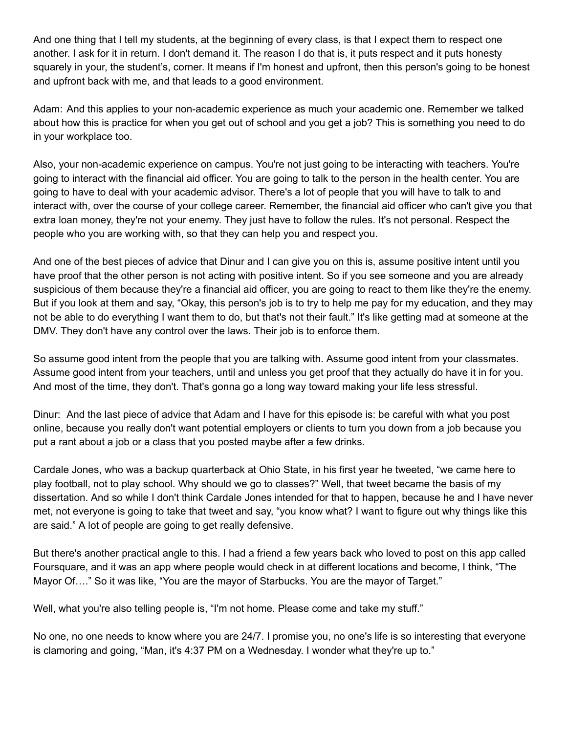And one thing that I tell my students, at the beginning of every class, is that I expect them to respect one another. I ask for it in return. I don't demand it. The reason I do that is, it puts respect and it puts honesty squarely in your, the student's, corner. It means if I'm honest and upfront, then this person's going to be honest and upfront back with me, and that leads to a good environment.

Adam: And this applies to your non-academic experience as much your academic one. Remember we talked about how this is practice for when you get out of school and you get a job? This is something you need to do in your workplace too.

Also, your non-academic experience on campus. You're not just going to be interacting with teachers. You're going to interact with the financial aid officer. You are going to talk to the person in the health center. You are going to have to deal with your academic advisor. There's a lot of people that you will have to talk to and interact with, over the course of your college career. Remember, the financial aid officer who can't give you that extra loan money, they're not your enemy. They just have to follow the rules. It's not personal. Respect the people who you are working with, so that they can help you and respect you.

And one of the best pieces of advice that Dinur and I can give you on this is, assume positive intent until you have proof that the other person is not acting with positive intent. So if you see someone and you are already suspicious of them because they're a financial aid officer, you are going to react to them like they're the enemy. But if you look at them and say, "Okay, this person's job is to try to help me pay for my education, and they may not be able to do everything I want them to do, but that's not their fault." It's like getting mad at someone at the DMV. They don't have any control over the laws. Their job is to enforce them.

So assume good intent from the people that you are talking with. Assume good intent from your classmates. Assume good intent from your teachers, until and unless you get proof that they actually do have it in for you. And most of the time, they don't. That's gonna go a long way toward making your life less stressful.

Dinur: And the last piece of advice that Adam and I have for this episode is: be careful with what you post online, because you really don't want potential employers or clients to turn you down from a job because you put a rant about a job or a class that you posted maybe after a few drinks.

Cardale Jones, who was a backup quarterback at Ohio State, in his first year he tweeted, "we came here to play football, not to play school. Why should we go to classes?" Well, that tweet became the basis of my dissertation. And so while I don't think Cardale Jones intended for that to happen, because he and I have never met, not everyone is going to take that tweet and say, "you know what? I want to figure out why things like this are said." A lot of people are going to get really defensive.

But there's another practical angle to this. I had a friend a few years back who loved to post on this app called Foursquare, and it was an app where people would check in at different locations and become, I think, "The Mayor Of…." So it was like, "You are the mayor of Starbucks. You are the mayor of Target."

Well, what you're also telling people is, "I'm not home. Please come and take my stuff."

No one, no one needs to know where you are 24/7. I promise you, no one's life is so interesting that everyone is clamoring and going, "Man, it's 4:37 PM on a Wednesday. I wonder what they're up to."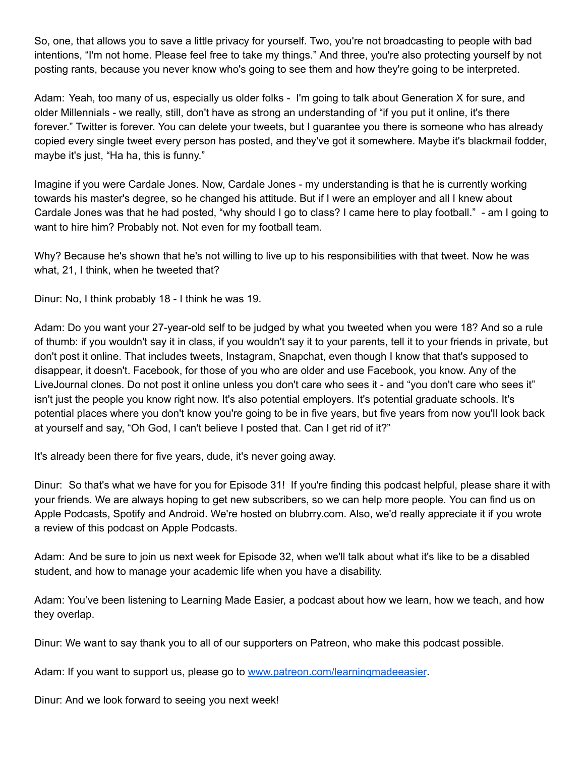So, one, that allows you to save a little privacy for yourself. Two, you're not broadcasting to people with bad intentions, "I'm not home. Please feel free to take my things." And three, you're also protecting yourself by not posting rants, because you never know who's going to see them and how they're going to be interpreted.

Adam: Yeah, too many of us, especially us older folks - I'm going to talk about Generation X for sure, and older Millennials - we really, still, don't have as strong an understanding of "if you put it online, it's there forever." Twitter is forever. You can delete your tweets, but I guarantee you there is someone who has already copied every single tweet every person has posted, and they've got it somewhere. Maybe it's blackmail fodder, maybe it's just, "Ha ha, this is funny."

Imagine if you were Cardale Jones. Now, Cardale Jones - my understanding is that he is currently working towards his master's degree, so he changed his attitude. But if I were an employer and all I knew about Cardale Jones was that he had posted, "why should I go to class? I came here to play football." - am I going to want to hire him? Probably not. Not even for my football team.

Why? Because he's shown that he's not willing to live up to his responsibilities with that tweet. Now he was what, 21, I think, when he tweeted that?

Dinur: No, I think probably 18 - I think he was 19.

Adam: Do you want your 27-year-old self to be judged by what you tweeted when you were 18? And so a rule of thumb: if you wouldn't say it in class, if you wouldn't say it to your parents, tell it to your friends in private, but don't post it online. That includes tweets, Instagram, Snapchat, even though I know that that's supposed to disappear, it doesn't. Facebook, for those of you who are older and use Facebook, you know. Any of the LiveJournal clones. Do not post it online unless you don't care who sees it - and "you don't care who sees it" isn't just the people you know right now. It's also potential employers. It's potential graduate schools. It's potential places where you don't know you're going to be in five years, but five years from now you'll look back at yourself and say, "Oh God, I can't believe I posted that. Can I get rid of it?"

It's already been there for five years, dude, it's never going away.

Dinur: So that's what we have for you for Episode 31! If you're finding this podcast helpful, please share it with your friends. We are always hoping to get new subscribers, so we can help more people. You can find us on Apple Podcasts, Spotify and Android. We're hosted on blubrry.com. Also, we'd really appreciate it if you wrote a review of this podcast on Apple Podcasts.

Adam: And be sure to join us next week for Episode 32, when we'll talk about what it's like to be a disabled student, and how to manage your academic life when you have a disability.

Adam: You've been listening to Learning Made Easier, a podcast about how we learn, how we teach, and how they overlap.

Dinur: We want to say thank you to all of our supporters on Patreon, who make this podcast possible.

Adam: If you want to support us, please go to [www.patreon.com/learningmadeeasier](www.patreon.com/learningmadeeasier).

Dinur: And we look forward to seeing you next week!